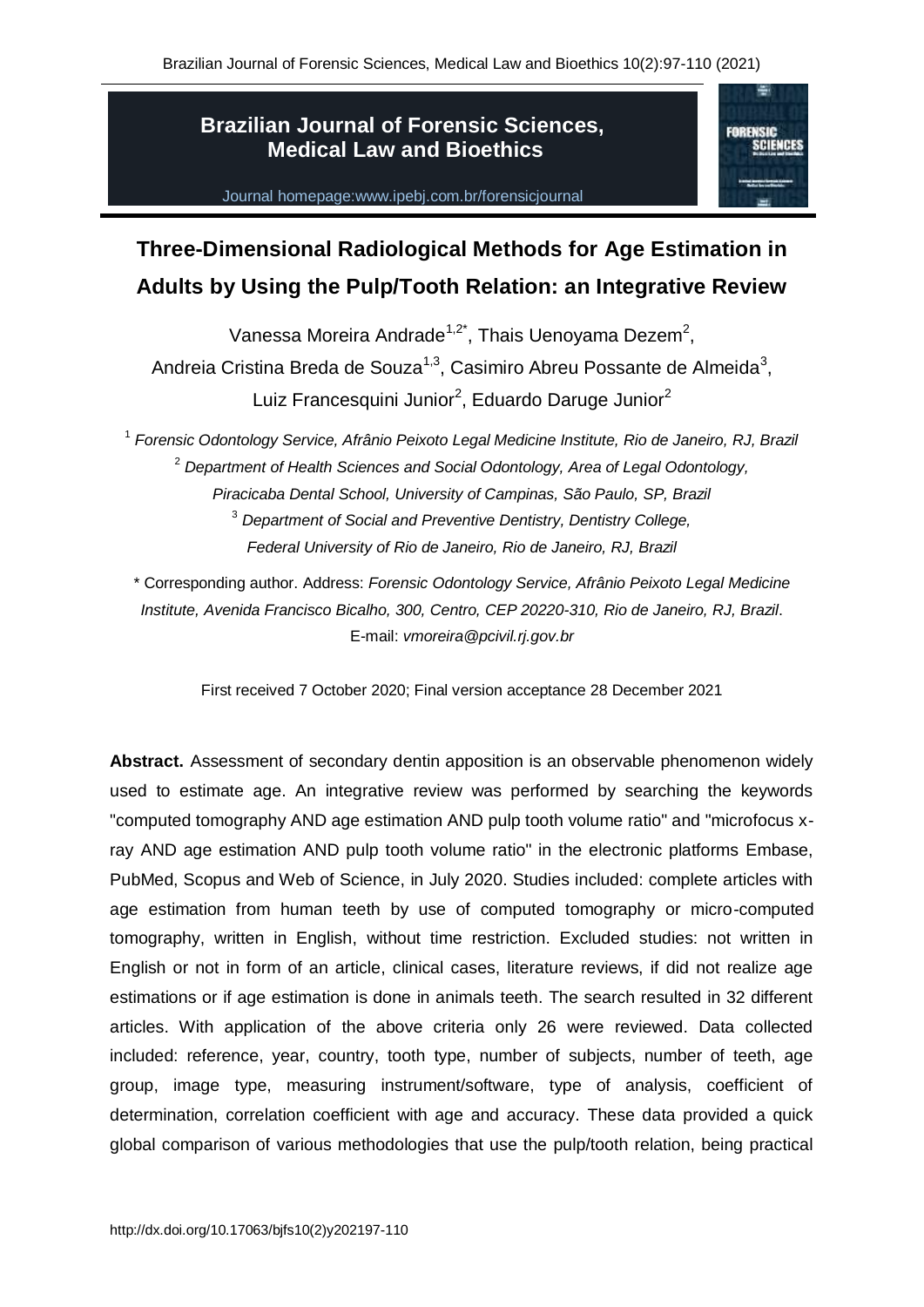# Brazilian Journal of Forensic Sciences, Medical Law and Bioethics

Journal homepage:www.ipebj.com.br/forensicjournal

## Three-Dimensional Radiological Methods for Age Estimation in Adults by Using the Pulp/Tooth Relation: an Integrative Review

Vanessa Moreira Andrade[1,2*], Thais Uenoyama Dezem[2], Andreia Cristina Breda de Souza[1,3], Casimiro Abreu Possante de Almeida[3], Luiz Francesquini Junior[2], Eduardo Daruge Junior[2]

[1] *Forensic Odontology Service, Afrânio Peixoto Legal Medicine Institute, Rio de Janeiro, RJ, Brazil*

[2] *Department of Health Sciences and Social Odontology, Area of Legal Odontology, Piracicaba Dental School, University of Campinas, São Paulo, SP, Brazil*

[3] *Department of Social and Preventive Dentistry, Dentistry College, Federal University of Rio de Janeiro, Rio de Janeiro, RJ, Brazil*

\* Corresponding author. Address: *Forensic Odontology Service, Afrânio Peixoto Legal Medicine Institute, Avenida Francisco Bicalho, 300, Centro, CEP 20220-310, Rio de Janeiro, RJ, Brazil*. E-mail: *vmoreira@pcivil.rj.gov.br*

First received 7 October 2020; Final version acceptance 28 December 2021

**Abstract.** Assessment of secondary dentin apposition is an observable phenomenon widely used to estimate age. An integrative review was performed by searching the keywords "computed tomography AND age estimation AND pulp tooth volume ratio" and "microfocus x-ray AND age estimation AND pulp tooth volume ratio" in the electronic platforms Embase, PubMed, Scopus and Web of Science, in July 2020. Studies included: complete articles with age estimation from human teeth by use of computed tomography or micro-computed tomography, written in English, without time restriction. Excluded studies: not written in English or not in form of an article, clinical cases, literature reviews, if did not realize age estimations or if age estimation is done in animals teeth. The search resulted in 32 different articles. With application of the above criteria only 26 were reviewed. Data collected included: reference, year, country, tooth type, number of subjects, number of teeth, age group, image type, measuring instrument/software, type of analysis, coefficient of determination, correlation coefficient with age and accuracy. These data provided a quick global comparison of various methodologies that use the pulp/tooth relation, being practical

http://dx.doi.org/10.17063/bjfs10(2)y202197-110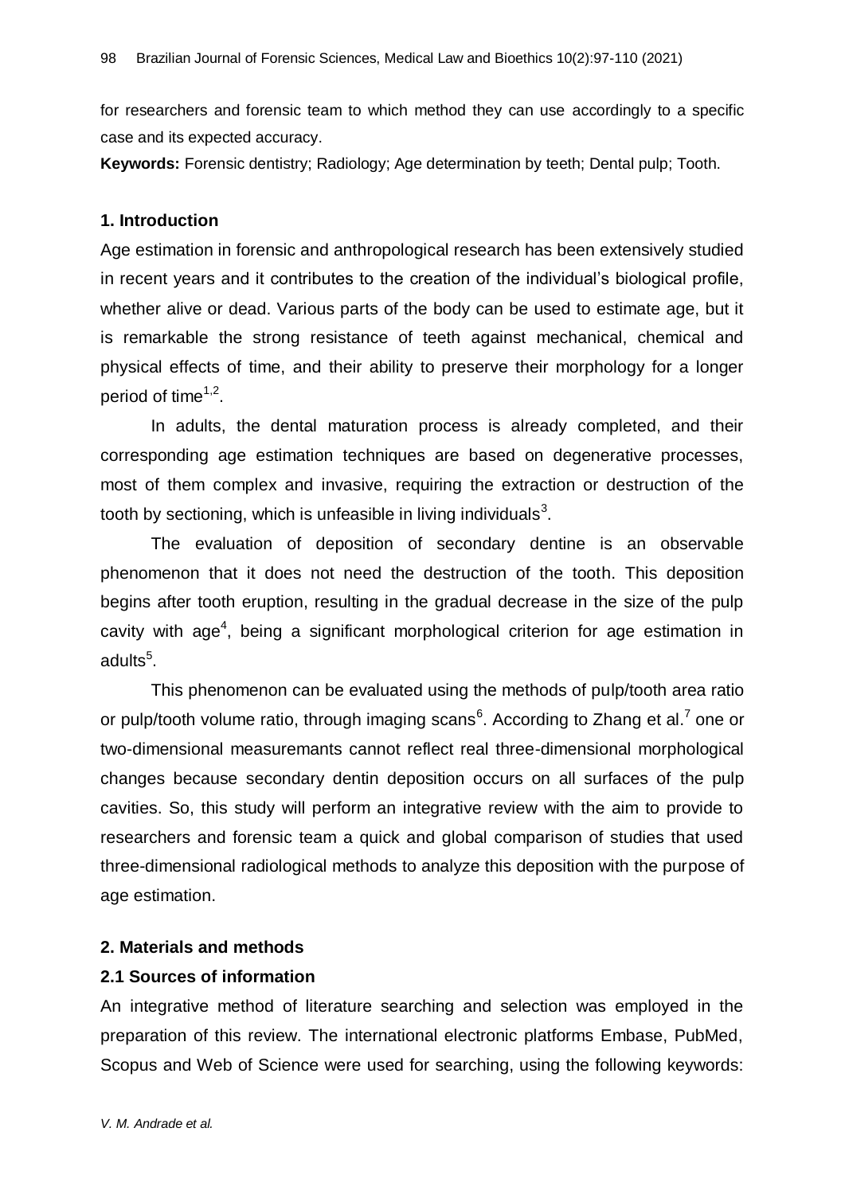for researchers and forensic team to which method they can use accordingly to a specific case and its expected accuracy.

**Keywords:** Forensic dentistry; Radiology; Age determination by teeth; Dental pulp; Tooth.

## 1. Introduction

Age estimation in forensic and anthropological research has been extensively studied in recent years and it contributes to the creation of the individual's biological profile, whether alive or dead. Various parts of the body can be used to estimate age, but it is remarkable the strong resistance of teeth against mechanical, chemical and physical effects of time, and their ability to preserve their morphology for a longer period of time[1,2].

In adults, the dental maturation process is already completed, and their corresponding age estimation techniques are based on degenerative processes, most of them complex and invasive, requiring the extraction or destruction of the tooth by sectioning, which is unfeasible in living individuals[3].

The evaluation of deposition of secondary dentine is an observable phenomenon that it does not need the destruction of the tooth. This deposition begins after tooth eruption, resulting in the gradual decrease in the size of the pulp cavity with age[4], being a significant morphological criterion for age estimation in adults[5].

This phenomenon can be evaluated using the methods of pulp/tooth area ratio or pulp/tooth volume ratio, through imaging scans[6]. According to Zhang et al.[7] one or two-dimensional measuremants cannot reflect real three-dimensional morphological changes because secondary dentin deposition occurs on all surfaces of the pulp cavities. So, this study will perform an integrative review with the aim to provide to researchers and forensic team a quick and global comparison of studies that used three-dimensional radiological methods to analyze this deposition with the purpose of age estimation.

## 2. Materials and methods

### 2.1 Sources of information

An integrative method of literature searching and selection was employed in the preparation of this review. The international electronic platforms Embase, PubMed, Scopus and Web of Science were used for searching, using the following keywords: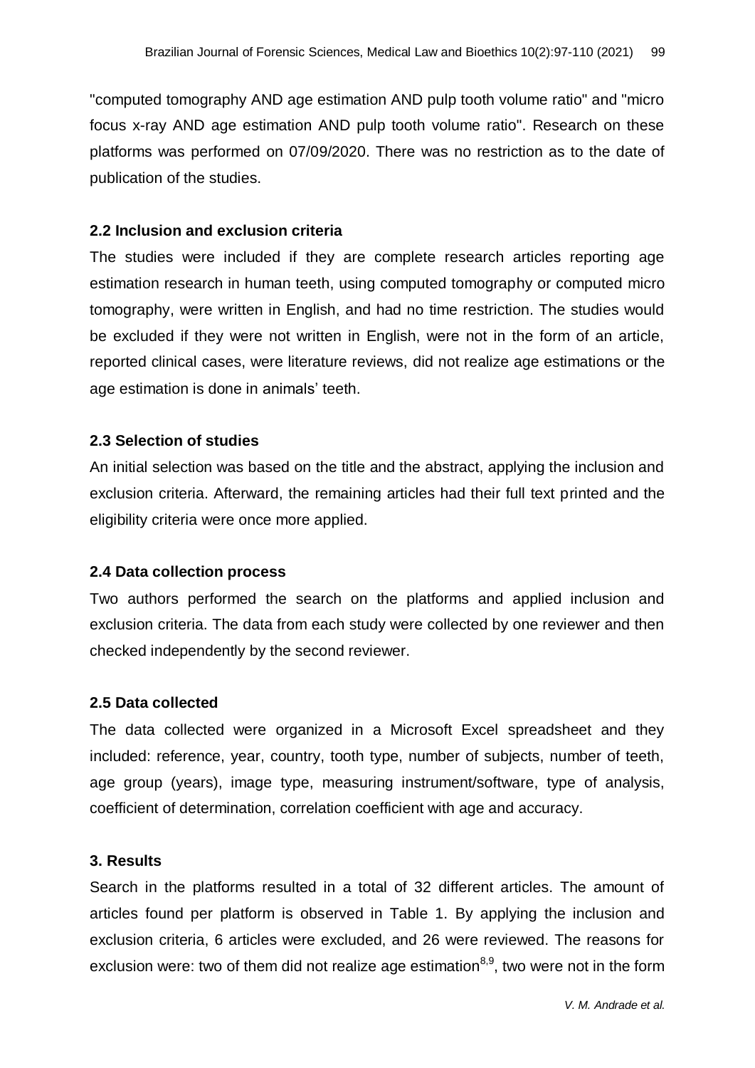"computed tomography AND age estimation AND pulp tooth volume ratio" and "micro focus x-ray AND age estimation AND pulp tooth volume ratio". Research on these platforms was performed on 07/09/2020. There was no restriction as to the date of publication of the studies.

### 2.2 Inclusion and exclusion criteria

The studies were included if they are complete research articles reporting age estimation research in human teeth, using computed tomography or computed micro tomography, were written in English, and had no time restriction. The studies would be excluded if they were not written in English, were not in the form of an article, reported clinical cases, were literature reviews, did not realize age estimations or the age estimation is done in animals' teeth.

### 2.3 Selection of studies

An initial selection was based on the title and the abstract, applying the inclusion and exclusion criteria. Afterward, the remaining articles had their full text printed and the eligibility criteria were once more applied.

### 2.4 Data collection process

Two authors performed the search on the platforms and applied inclusion and exclusion criteria. The data from each study were collected by one reviewer and then checked independently by the second reviewer.

### 2.5 Data collected

The data collected were organized in a Microsoft Excel spreadsheet and they included: reference, year, country, tooth type, number of subjects, number of teeth, age group (years), image type, measuring instrument/software, type of analysis, coefficient of determination, correlation coefficient with age and accuracy.

## 3. Results

Search in the platforms resulted in a total of 32 different articles. The amount of articles found per platform is observed in Table 1. By applying the inclusion and exclusion criteria, 6 articles were excluded, and 26 were reviewed. The reasons for exclusion were: two of them did not realize age estimation[8,9], two were not in the form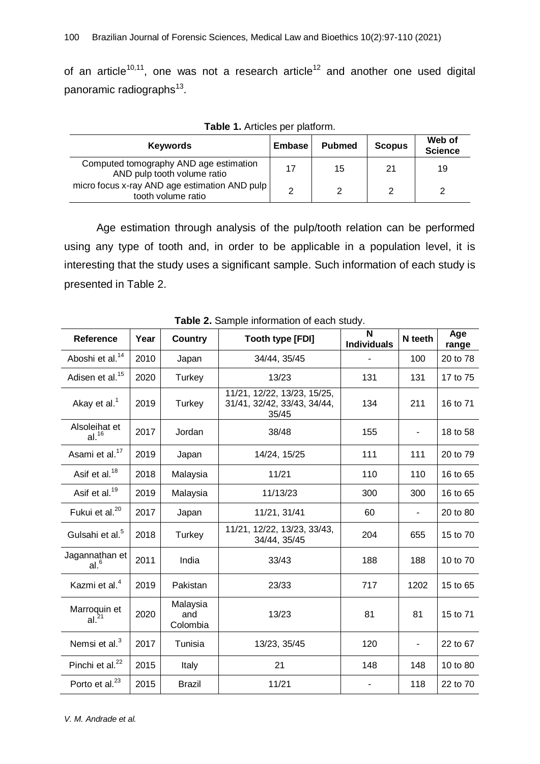of an article[10,11], one was not a research article[12] and another one used digital panoramic radiographs[13].

**Table 1.** Articles per platform.

| Keywords | Embase | Pubmed | Scopus | Web of Science |
|---|---|---|---|---|
| Computed tomography AND age estimation AND pulp tooth volume ratio | 17 | 15 | 21 | 19 |
| micro focus x-ray AND age estimation AND pulp tooth volume ratio | 2 | 2 | 2 | 2 |

Age estimation through analysis of the pulp/tooth relation can be performed using any type of tooth and, in order to be applicable in a population level, it is interesting that the study uses a significant sample. Such information of each study is presented in Table 2.

**Table 2.** Sample information of each study.

| Reference | Year | Country | Tooth type [FDI] | N Individuals | N teeth | Age range |
|---|---|---|---|---|---|---|
| Aboshi et al.[14] | 2010 | Japan | 34/44, 35/45 | - | 100 | 20 to 78 |
| Adisen et al.[15] | 2020 | Turkey | 13/23 | 131 | 131 | 17 to 75 |
| Akay et al.[1] | 2019 | Turkey | 11/21, 12/22, 13/23, 15/25, 31/41, 32/42, 33/43, 34/44, 35/45 | 134 | 211 | 16 to 71 |
| Alsoleihat et al.[16] | 2017 | Jordan | 38/48 | 155 | - | 18 to 58 |
| Asami et al.[17] | 2019 | Japan | 14/24, 15/25 | 111 | 111 | 20 to 79 |
| Asif et al.[18] | 2018 | Malaysia | 11/21 | 110 | 110 | 16 to 65 |
| Asif et al.[19] | 2019 | Malaysia | 11/13/23 | 300 | 300 | 16 to 65 |
| Fukui et al.[20] | 2017 | Japan | 11/21, 31/41 | 60 | - | 20 to 80 |
| Gulsahi et al.[5] | 2018 | Turkey | 11/21, 12/22, 13/23, 33/43, 34/44, 35/45 | 204 | 655 | 15 to 70 |
| Jagannathan et al.[6] | 2011 | India | 33/43 | 188 | 188 | 10 to 70 |
| Kazmi et al.[4] | 2019 | Pakistan | 23/33 | 717 | 1202 | 15 to 65 |
| Marroquin et al.[21] | 2020 | Malaysia and Colombia | 13/23 | 81 | 81 | 15 to 71 |
| Nemsi et al.[3] | 2017 | Tunisia | 13/23, 35/45 | 120 | - | 22 to 67 |
| Pinchi et al.[22] | 2015 | Italy | 21 | 148 | 148 | 10 to 80 |
| Porto et al.[23] | 2015 | Brazil | 11/21 | - | 118 | 22 to 70 |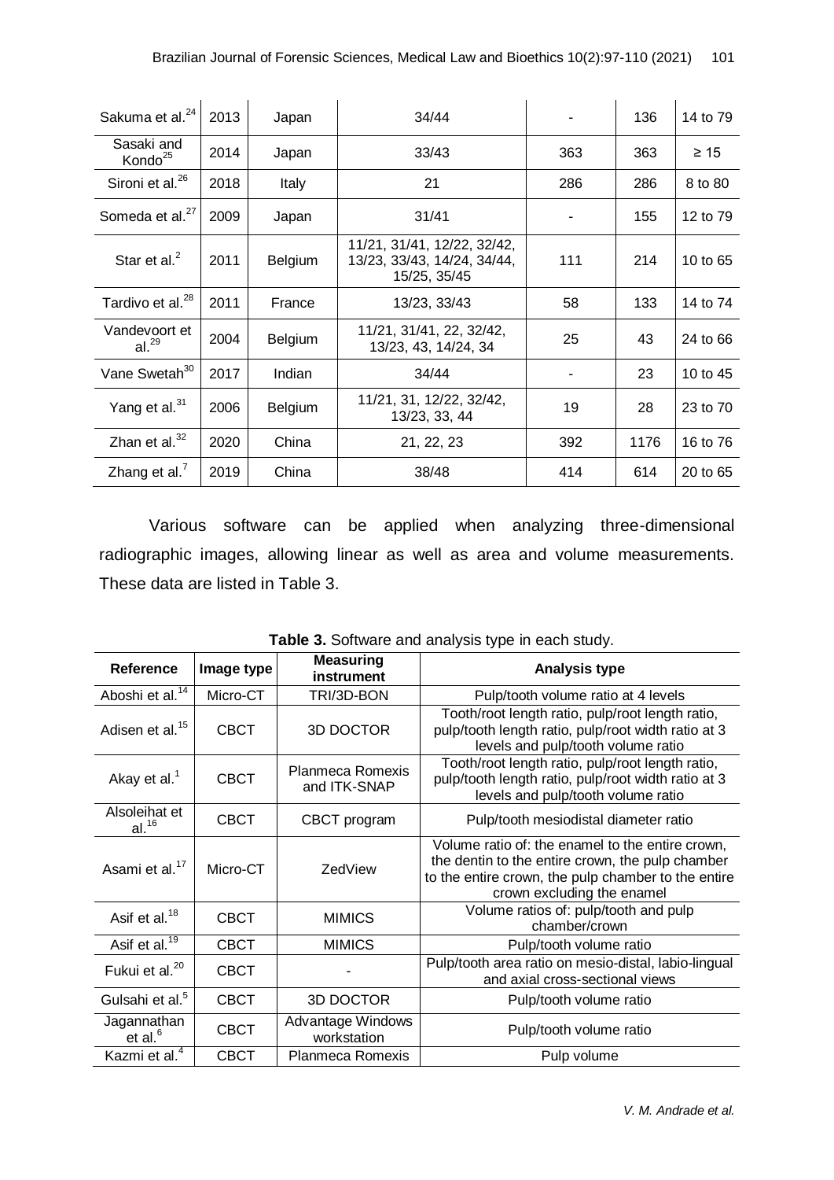| | | | | | | |
|---|---|---|---|---|---|---|
| Sakuma et al.[24] | 2013 | Japan | 34/44 | - | 136 | 14 to 79 |
| Sasaki and Kondo[25] | 2014 | Japan | 33/43 | 363 | 363 | ≥ 15 |
| Sironi et al.[26] | 2018 | Italy | 21 | 286 | 286 | 8 to 80 |
| Someda et al.[27] | 2009 | Japan | 31/41 | - | 155 | 12 to 79 |
| Star et al.[2] | 2011 | Belgium | 11/21, 31/41, 12/22, 32/42, 13/23, 33/43, 14/24, 34/44, 15/25, 35/45 | 111 | 214 | 10 to 65 |
| Tardivo et al.[28] | 2011 | France | 13/23, 33/43 | 58 | 133 | 14 to 74 |
| Vandevoort et al.[29] | 2004 | Belgium | 11/21, 31/41, 22, 32/42, 13/23, 43, 14/24, 34 | 25 | 43 | 24 to 66 |
| Vane Swetah[30] | 2017 | Indian | 34/44 | - | 23 | 10 to 45 |
| Yang et al.[31] | 2006 | Belgium | 11/21, 31, 12/22, 32/42, 13/23, 33, 44 | 19 | 28 | 23 to 70 |
| Zhan et al.[32] | 2020 | China | 21, 22, 23 | 392 | 1176 | 16 to 76 |
| Zhang et al.[7] | 2019 | China | 38/48 | 414 | 614 | 20 to 65 |

Various software can be applied when analyzing three-dimensional radiographic images, allowing linear as well as area and volume measurements. These data are listed in Table 3.

**Table 3.** Software and analysis type in each study.

| Reference | Image type | Measuring instrument | Analysis type |
|---|---|---|---|
| Aboshi et al.[14] | Micro-CT | TRI/3D-BON | Pulp/tooth volume ratio at 4 levels |
| Adisen et al.[15] | CBCT | 3D DOCTOR | Tooth/root length ratio, pulp/root length ratio, pulp/root width ratio at 3 levels and pulp/tooth volume ratio |
| Akay et al.[1] | CBCT | Planmeca Romexis and ITK-SNAP | Tooth/root length ratio, pulp/root length ratio, pulp/tooth length ratio, pulp/root width ratio at 3 levels and pulp/tooth volume ratio |
| Alsoleihat et al.[16] | CBCT | CBCT program | Pulp/tooth mesiodistal diameter ratio |
| Asami et al.[17] | Micro-CT | ZedView | Volume ratio of: the enamel to the entire crown, the dentin to the entire crown, the pulp chamber to the entire crown, the pulp chamber to the entire crown excluding the enamel |
| Asif et al.[18] | CBCT | MIMICS | Volume ratios of: pulp/tooth and pulp chamber/crown |
| Asif et al.[19] | CBCT | MIMICS | Pulp/tooth volume ratio |
| Fukui et al.[20] | CBCT | - | Pulp/tooth area ratio on mesio-distal, labio-lingual and axial cross-sectional views |
| Gulsahi et al.[5] | CBCT | 3D DOCTOR | Pulp/tooth volume ratio |
| Jagannathan et al.[6] | CBCT | Advantage Windows workstation | Pulp/tooth volume ratio |
| Kazmi et al.[4] | CBCT | Planmeca Romexis | Pulp volume |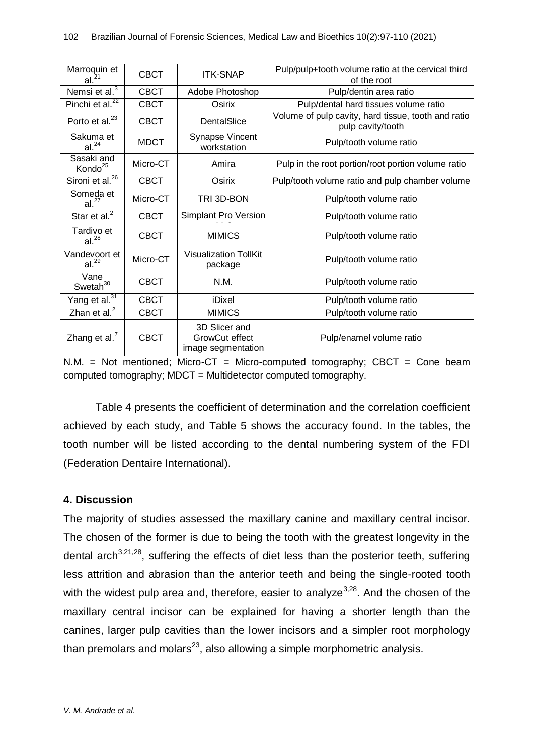| | | | |
|---|---|---|---|
| Marroquin et al.[21] | CBCT | ITK-SNAP | Pulp/pulp+tooth volume ratio at the cervical third of the root |
| Nemsi et al.[3] | CBCT | Adobe Photoshop | Pulp/dentin area ratio |
| Pinchi et al.[22] | CBCT | Osirix | Pulp/dental hard tissues volume ratio |
| Porto et al.[23] | CBCT | DentalSlice | Volume of pulp cavity, hard tissue, tooth and ratio pulp cavity/tooth |
| Sakuma et al.[24] | MDCT | Synapse Vincent workstation | Pulp/tooth volume ratio |
| Sasaki and Kondo[25] | Micro-CT | Amira | Pulp in the root portion/root portion volume ratio |
| Sironi et al.[26] | CBCT | Osirix | Pulp/tooth volume ratio and pulp chamber volume |
| Someda et al.[27] | Micro-CT | TRI 3D-BON | Pulp/tooth volume ratio |
| Star et al.[2] | CBCT | Simplant Pro Version | Pulp/tooth volume ratio |
| Tardivo et al.[28] | CBCT | MIMICS | Pulp/tooth volume ratio |
| Vandevoort et al.[29] | Micro-CT | Visualization TollKit package | Pulp/tooth volume ratio |
| Vane Swetah[30] | CBCT | N.M. | Pulp/tooth volume ratio |
| Yang et al.[31] | CBCT | iDixel | Pulp/tooth volume ratio |
| Zhan et al.[2] | CBCT | MIMICS | Pulp/tooth volume ratio |
| Zhang et al.[7] | CBCT | 3D Slicer and GrowCut effect image segmentation | Pulp/enamel volume ratio |

N.M. = Not mentioned; Micro-CT = Micro-computed tomography; CBCT = Cone beam computed tomography; MDCT = Multidetector computed tomography.

Table 4 presents the coefficient of determination and the correlation coefficient achieved by each study, and Table 5 shows the accuracy found. In the tables, the tooth number will be listed according to the dental numbering system of the FDI (Federation Dentaire International).

## 4. Discussion

The majority of studies assessed the maxillary canine and maxillary central incisor. The chosen of the former is due to being the tooth with the greatest longevity in the dental arch[3,21,28], suffering the effects of diet less than the posterior teeth, suffering less attrition and abrasion than the anterior teeth and being the single-rooted tooth with the widest pulp area and, therefore, easier to analyze[3,28]. And the chosen of the maxillary central incisor can be explained for having a shorter length than the canines, larger pulp cavities than the lower incisors and a simpler root morphology than premolars and molars[23], also allowing a simple morphometric analysis.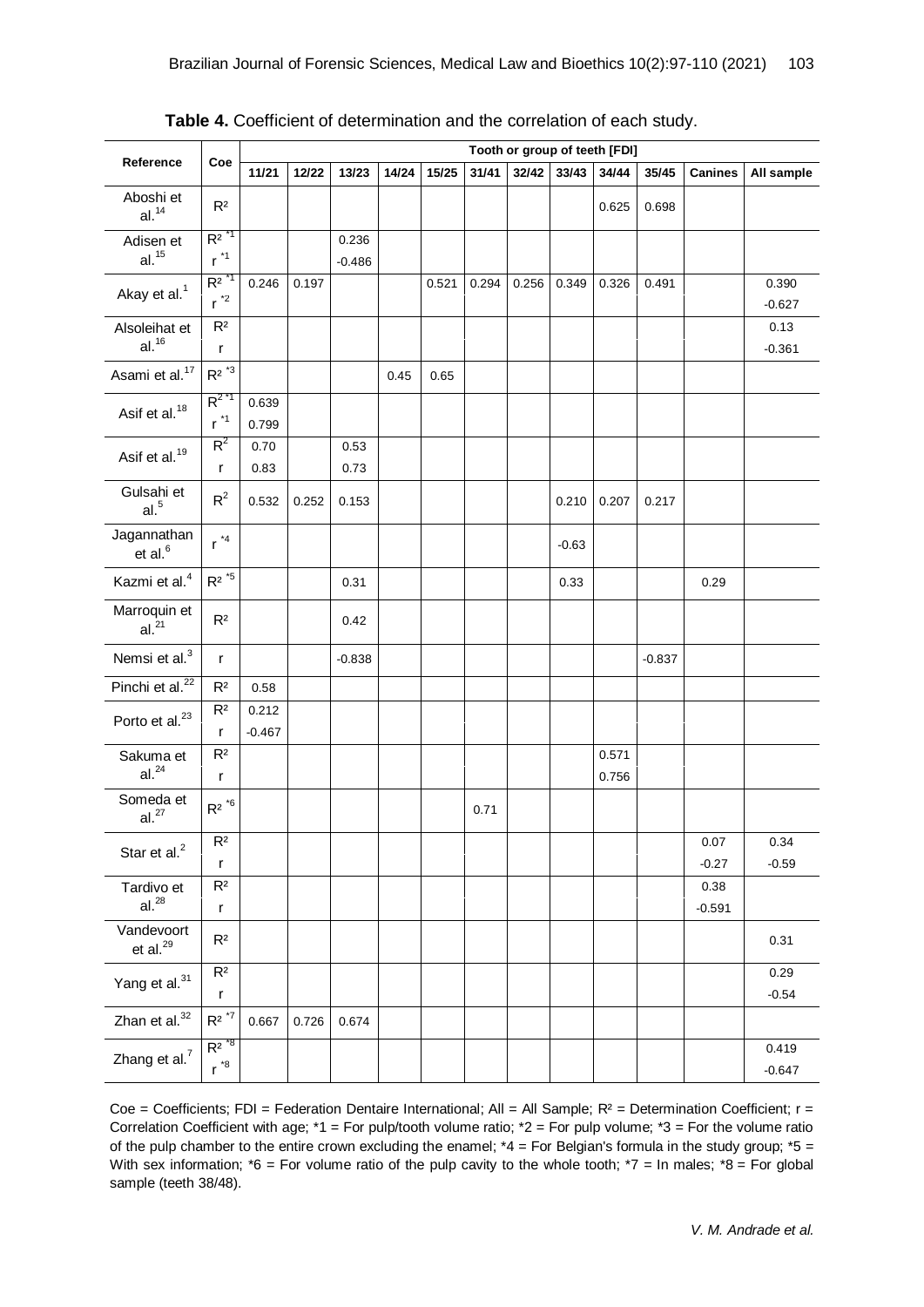**Table 4.** Coefficient of determination and the correlation of each study.

| Reference | Coe | Tooth or group of teeth [FDI] | | | | | | | | | | | |
|---|---|---|---|---|---|---|---|---|---|---|---|---|---|
| | | 11/21 | 12/22 | 13/23 | 14/24 | 15/25 | 31/41 | 32/42 | 33/43 | 34/44 | 35/45 | Canines | All sample |
| Aboshi et al.[14] | $R^2$ | | | | | | | | | 0.625 | 0.698 | | |
| Adisen et al.[15] | $R^2$ *1 | | | 0.236 | | | | | | | | | |
| | r *1 | | | -0.486 | | | | | | | | | |
| Akay et al.[1] | $R^2$ *1 | 0.246 | 0.197 | | | 0.521 | 0.294 | 0.256 | 0.349 | 0.326 | 0.491 | | 0.390 |
| | r *2 | | | | | | | | | | | | -0.627 |
| Alsoleihat et al.[16] | $R^2$ | | | | | | | | | | | | 0.13 |
| | r | | | | | | | | | | | | -0.361 |
| Asami et al.[17] | $R^2$ *3 | | | | 0.45 | 0.65 | | | | | | | |
| Asif et al.[18] | $R^2$ *1 | 0.639 | | | | | | | | | | | |
| | r *1 | 0.799 | | | | | | | | | | | |
| Asif et al.[19] | $R^2$ | 0.70 | | 0.53 | | | | | | | | | |
| | r | 0.83 | | 0.73 | | | | | | | | | |
| Gulsahi et al.[5] | $R^2$ | 0.532 | 0.252 | 0.153 | | | | | 0.210 | 0.207 | 0.217 | | |
| Jagannathan et al.[6] | r *4 | | | | | | | | -0.63 | | | | |
| Kazmi et al.[4] | $R^2$ *5 | | | 0.31 | | | | | 0.33 | | | 0.29 | |
| Marroquin et al.[21] | $R^2$ | | | 0.42 | | | | | | | | | |
| Nemsi et al.[3] | r | | | -0.838 | | | | | | | -0.837 | | |
| Pinchi et al.[22] | $R^2$ | 0.58 | | | | | | | | | | | |
| Porto et al.[23] | $R^2$ | 0.212 | | | | | | | | | | | |
| | r | -0.467 | | | | | | | | | | | |
| Sakuma et al.[24] | $R^2$ | | | | | | | | | 0.571 | | | |
| | r | | | | | | | | | 0.756 | | | |
| Someda et al.[27] | $R^2$ *6 | | | | | | 0.71 | | | | | | |
| Star et al.[2] | $R^2$ | | | | | | | | | | | 0.07 | 0.34 |
| | r | | | | | | | | | | | -0.27 | -0.59 |
| Tardivo et al.[28] | $R^2$ | | | | | | | | | | | 0.38 | |
| | r | | | | | | | | | | | -0.591 | |
| Vandevoort et al.[29] | $R^2$ | | | | | | | | | | | | 0.31 |
| Yang et al.[31] | $R^2$ | | | | | | | | | | | | 0.29 |
| | r | | | | | | | | | | | | -0.54 |
| Zhan et al.[32] | $R^2$ *7 | 0.667 | 0.726 | 0.674 | | | | | | | | | |
| Zhang et al.[7] | $R^2$ *8 | | | | | | | | | | | | 0.419 |
| | r *8 | | | | | | | | | | | | -0.647 |

Coe = Coefficients; FDI = Federation Dentaire International; All = All Sample; $R^2$ = Determination Coefficient; r = Correlation Coefficient with age; *1 = For pulp/tooth volume ratio; *2 = For pulp volume; *3 = For the volume ratio of the pulp chamber to the entire crown excluding the enamel; *4 = For Belgian's formula in the study group; *5 = With sex information; *6 = For volume ratio of the pulp cavity to the whole tooth; *7 = In males; *8 = For global sample (teeth 38/48).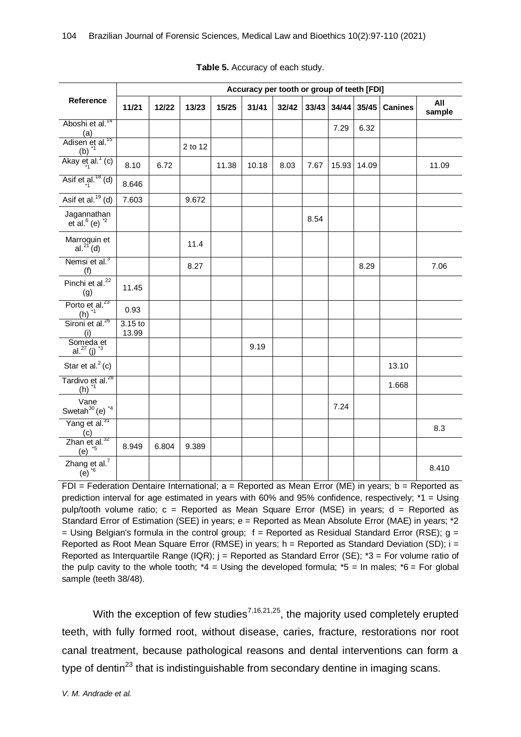**Table 5.** Accuracy of each study.

| Reference | Accuracy per tooth or group of teeth [FDI] | | | | | | | | | | |
|---|---|---|---|---|---|---|---|---|---|---|---|
| | 11/21 | 12/22 | 13/23 | 15/25 | 31/41 | 32/42 | 33/43 | 34/44 | 35/45 | Canines | All sample |
| Aboshi et al.[14] (a) | | | | | | | | 7.29 | 6.32 | | |
| Adisen et al.[15] (b) *1 | | | 2 to 12 | | | | | | | | |
| Akay et al.[1] *1 (c) | 8.10 | 6.72 | | 11.38 | 10.18 | 8.03 | 7.67 | 15.93 | 14.09 | | 11.09 |
| Asif et al.[18] *1 (d) | 8.646 | | | | | | | | | | |
| Asif et al.[19] (d) | 7.603 | | 9.672 | | | | | | | | |
| Jagannathan et al.[6] (e) *2 | | | | | | | 8.54 | | | | |
| Marroquin et al.[21] (d) | | | 11.4 | | | | | | | | |
| Nemsi et al.[3] (f) | | | 8.27 | | | | | | 8.29 | | 7.06 |
| Pinchi et al.[22] (g) | 11.45 | | | | | | | | | | |
| Porto et al.[23] (h) *1 | 0.93 | | | | | | | | | | |
| Sironi et al.[26] (i) | 3.15 to 13.99 | | | | | | | | | | |
| Someda et al.[27] (j) *3 | | | | | 9.19 | | | | | | |
| Star et al.[2] (c) | | | | | | | | | | 13.10 | |
| Tardivo et al.[28] (h) *1 | | | | | | | | | | 1.668 | |
| Vane Swetah[30] (e) *4 | | | | | | | | 7.24 | | | |
| Yang et al.[31] (c) | | | | | | | | | | | 8.3 |
| Zhan et al.[32] (e) *5 | 8.949 | 6.804 | 9.389 | | | | | | | | |
| Zhang et al.[7] (e) *6 | | | | | | | | | | | 8.410 |

FDI = Federation Dentaire International; a = Reported as Mean Error (ME) in years; b = Reported as prediction interval for age estimated in years with 60% and 95% confidence, respectively; *1 = Using pulp/tooth volume ratio; c = Reported as Mean Square Error (MSE) in years; d = Reported as Standard Error of Estimation (SEE) in years; e = Reported as Mean Absolute Error (MAE) in years; *2 = Using Belgian's formula in the control group; f = Reported as Residual Standard Error (RSE); g = Reported as Root Mean Square Error (RMSE) in years; h = Reported as Standard Deviation (SD); i = Reported as Interquartile Range (IQR); j = Reported as Standard Error (SE); *3 = For volume ratio of the pulp cavity to the whole tooth; *4 = Using the developed formula; *5 = In males; *6 = For global sample (teeth 38/48).

With the exception of few studies[7,16,21,25], the majority used completely erupted teeth, with fully formed root, without disease, caries, fracture, restorations nor root canal treatment, because pathological reasons and dental interventions can form a type of dentin[23] that is indistinguishable from secondary dentine in imaging scans.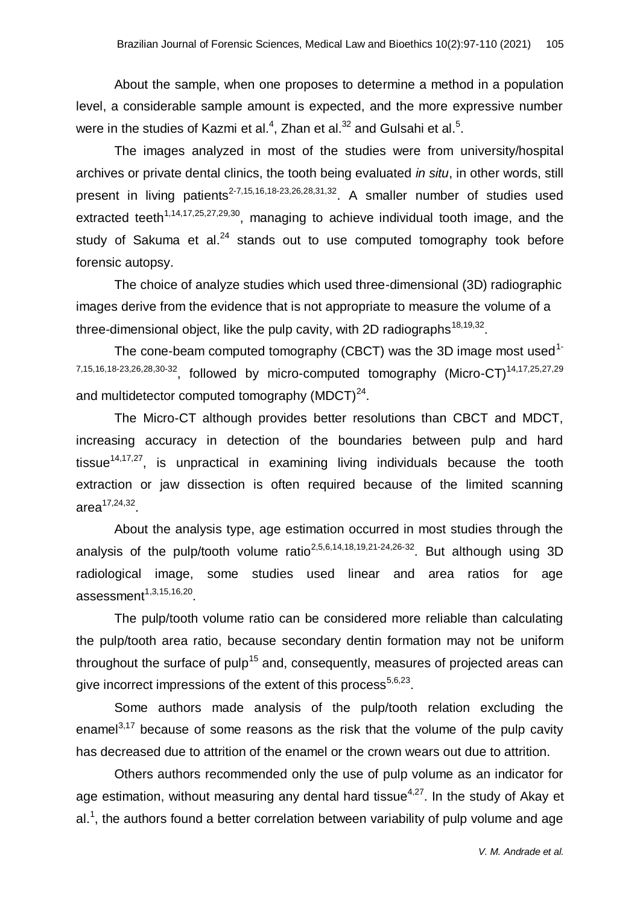About the sample, when one proposes to determine a method in a population level, a considerable sample amount is expected, and the more expressive number were in the studies of Kazmi et al.[4], Zhan et al.[32] and Gulsahi et al.[5].

The images analyzed in most of the studies were from university/hospital archives or private dental clinics, the tooth being evaluated *in situ*, in other words, still present in living patients[2-7,15,16,18-23,26,28,31,32]. A smaller number of studies used extracted teeth[1,14,17,25,27,29,30], managing to achieve individual tooth image, and the study of Sakuma et al.[24] stands out to use computed tomography took before forensic autopsy.

The choice of analyze studies which used three-dimensional (3D) radiographic images derive from the evidence that is not appropriate to measure the volume of a three-dimensional object, like the pulp cavity, with 2D radiographs[18,19,32].

The cone-beam computed tomography (CBCT) was the 3D image most used[1-7,15,16,18-23,26,28,30-32], followed by micro-computed tomography (Micro-CT)[14,17,25,27,29] and multidetector computed tomography (MDCT)[24].

The Micro-CT although provides better resolutions than CBCT and MDCT, increasing accuracy in detection of the boundaries between pulp and hard tissue[14,17,27], is unpractical in examining living individuals because the tooth extraction or jaw dissection is often required because of the limited scanning area[17,24,32].

About the analysis type, age estimation occurred in most studies through the analysis of the pulp/tooth volume ratio[2,5,6,14,18,19,21-24,26-32]. But although using 3D radiological image, some studies used linear and area ratios for age assessment[1,3,15,16,20].

The pulp/tooth volume ratio can be considered more reliable than calculating the pulp/tooth area ratio, because secondary dentin formation may not be uniform throughout the surface of pulp[15] and, consequently, measures of projected areas can give incorrect impressions of the extent of this process[5,6,23].

Some authors made analysis of the pulp/tooth relation excluding the enamel[3,17] because of some reasons as the risk that the volume of the pulp cavity has decreased due to attrition of the enamel or the crown wears out due to attrition.

Others authors recommended only the use of pulp volume as an indicator for age estimation, without measuring any dental hard tissue[4,27]. In the study of Akay et al.[1], the authors found a better correlation between variability of pulp volume and age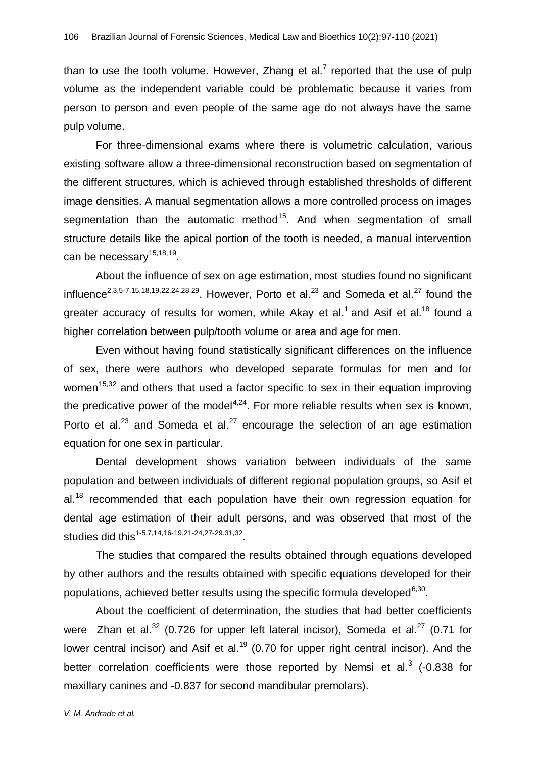than to use the tooth volume. However, Zhang et al.[7] reported that the use of pulp volume as the independent variable could be problematic because it varies from person to person and even people of the same age do not always have the same pulp volume.

For three-dimensional exams where there is volumetric calculation, various existing software allow a three-dimensional reconstruction based on segmentation of the different structures, which is achieved through established thresholds of different image densities. A manual segmentation allows a more controlled process on images segmentation than the automatic method[15]. And when segmentation of small structure details like the apical portion of the tooth is needed, a manual intervention can be necessary[15,18,19].

About the influence of sex on age estimation, most studies found no significant influence[2,3,5-7,15,18,19,22,24,28,29]. However, Porto et al.[23] and Someda et al.[27] found the greater accuracy of results for women, while Akay et al.[1] and Asif et al.[18] found a higher correlation between pulp/tooth volume or area and age for men.

Even without having found statistically significant differences on the influence of sex, there were authors who developed separate formulas for men and for women[15,32] and others that used a factor specific to sex in their equation improving the predicative power of the model[4,24]. For more reliable results when sex is known, Porto et al.[23] and Someda et al.[27] encourage the selection of an age estimation equation for one sex in particular.

Dental development shows variation between individuals of the same population and between individuals of different regional population groups, so Asif et al.[18] recommended that each population have their own regression equation for dental age estimation of their adult persons, and was observed that most of the studies did this[1-5,7,14,16-19,21-24,27-29,31,32].

The studies that compared the results obtained through equations developed by other authors and the results obtained with specific equations developed for their populations, achieved better results using the specific formula developed[6,30].

About the coefficient of determination, the studies that had better coefficients were Zhan et al.[32] (0.726 for upper left lateral incisor), Someda et al.[27] (0.71 for lower central incisor) and Asif et al.[19] (0.70 for upper right central incisor). And the better correlation coefficients were those reported by Nemsi et al.[3] (-0.838 for maxillary canines and -0.837 for second mandibular premolars).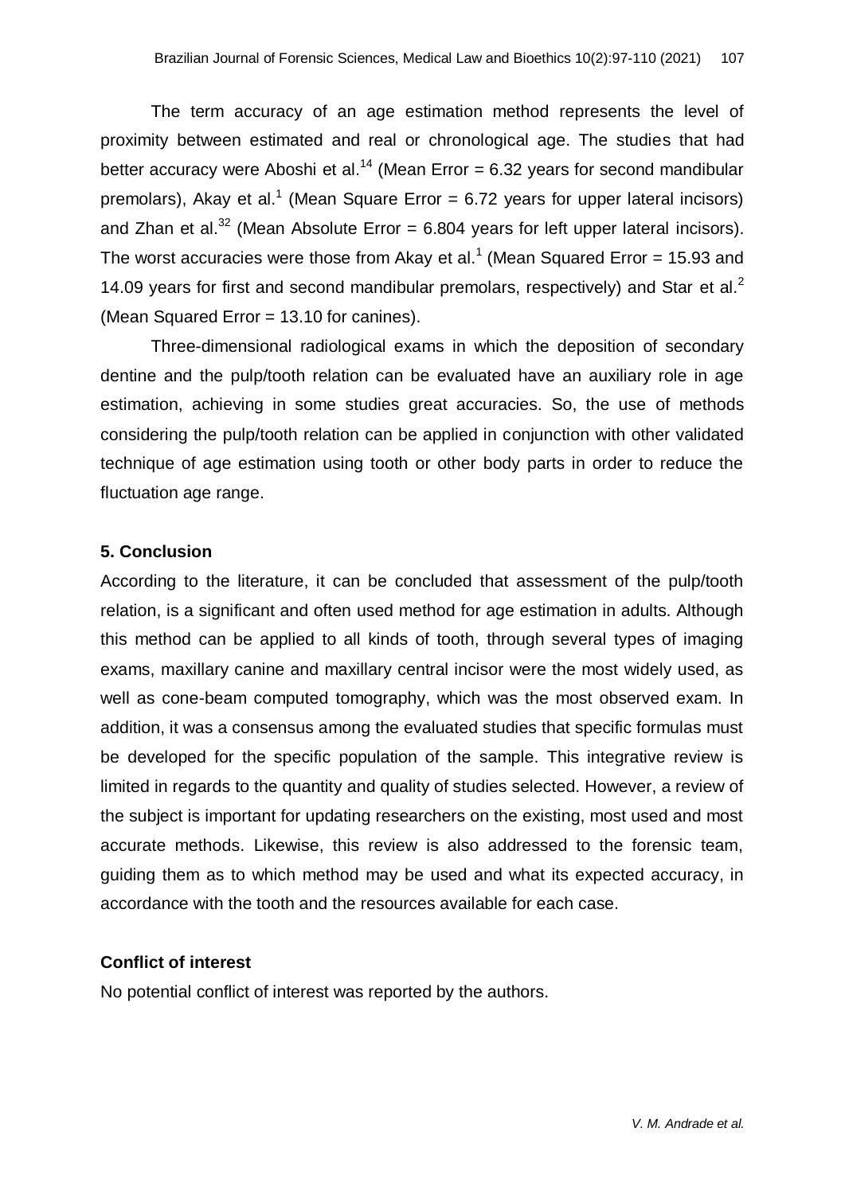The term accuracy of an age estimation method represents the level of proximity between estimated and real or chronological age. The studies that had better accuracy were Aboshi et al.[14] (Mean Error = 6.32 years for second mandibular premolars), Akay et al.[1] (Mean Square Error = 6.72 years for upper lateral incisors) and Zhan et al.[32] (Mean Absolute Error = 6.804 years for left upper lateral incisors). The worst accuracies were those from Akay et al.[1] (Mean Squared Error = 15.93 and 14.09 years for first and second mandibular premolars, respectively) and Star et al.[2] (Mean Squared Error = 13.10 for canines).

Three-dimensional radiological exams in which the deposition of secondary dentine and the pulp/tooth relation can be evaluated have an auxiliary role in age estimation, achieving in some studies great accuracies. So, the use of methods considering the pulp/tooth relation can be applied in conjunction with other validated technique of age estimation using tooth or other body parts in order to reduce the fluctuation age range.

## 5. Conclusion

According to the literature, it can be concluded that assessment of the pulp/tooth relation, is a significant and often used method for age estimation in adults. Although this method can be applied to all kinds of tooth, through several types of imaging exams, maxillary canine and maxillary central incisor were the most widely used, as well as cone-beam computed tomography, which was the most observed exam. In addition, it was a consensus among the evaluated studies that specific formulas must be developed for the specific population of the sample. This integrative review is limited in regards to the quantity and quality of studies selected. However, a review of the subject is important for updating researchers on the existing, most used and most accurate methods. Likewise, this review is also addressed to the forensic team, guiding them as to which method may be used and what its expected accuracy, in accordance with the tooth and the resources available for each case.

### Conflict of interest

No potential conflict of interest was reported by the authors.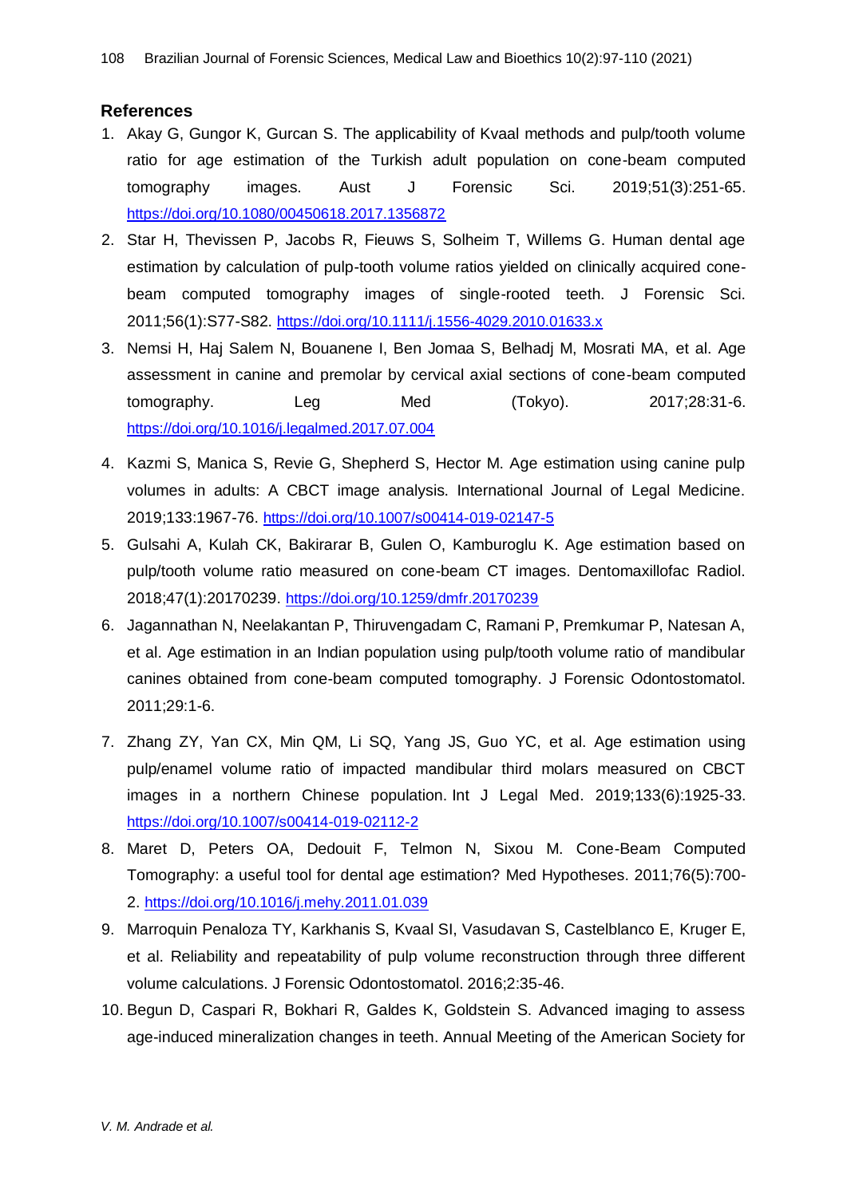## References

1. Akay G, Gungor K, Gurcan S. The applicability of Kvaal methods and pulp/tooth volume ratio for age estimation of the Turkish adult population on cone-beam computed tomography images. Aust J Forensic Sci. 2019;51(3):251-65. https://doi.org/10.1080/00450618.2017.1356872
2. Star H, Thevissen P, Jacobs R, Fieuws S, Solheim T, Willems G. Human dental age estimation by calculation of pulp-tooth volume ratios yielded on clinically acquired cone-beam computed tomography images of single-rooted teeth. J Forensic Sci. 2011;56(1):S77-S82. https://doi.org/10.1111/j.1556-4029.2010.01633.x
3. Nemsi H, Haj Salem N, Bouanene I, Ben Jomaa S, Belhadj M, Mosrati MA, et al. Age assessment in canine and premolar by cervical axial sections of cone-beam computed tomography. Leg Med (Tokyo). 2017;28:31-6. https://doi.org/10.1016/j.legalmed.2017.07.004
4. Kazmi S, Manica S, Revie G, Shepherd S, Hector M. Age estimation using canine pulp volumes in adults: A CBCT image analysis. International Journal of Legal Medicine. 2019;133:1967-76. https://doi.org/10.1007/s00414-019-02147-5
5. Gulsahi A, Kulah CK, Bakirarar B, Gulen O, Kamburoglu K. Age estimation based on pulp/tooth volume ratio measured on cone-beam CT images. Dentomaxillofac Radiol. 2018;47(1):20170239. https://doi.org/10.1259/dmfr.20170239
6. Jagannathan N, Neelakantan P, Thiruvengadam C, Ramani P, Premkumar P, Natesan A, et al. Age estimation in an Indian population using pulp/tooth volume ratio of mandibular canines obtained from cone-beam computed tomography. J Forensic Odontostomatol. 2011;29:1-6.
7. Zhang ZY, Yan CX, Min QM, Li SQ, Yang JS, Guo YC, et al. Age estimation using pulp/enamel volume ratio of impacted mandibular third molars measured on CBCT images in a northern Chinese population. Int J Legal Med. 2019;133(6):1925-33. https://doi.org/10.1007/s00414-019-02112-2
8. Maret D, Peters OA, Dedouit F, Telmon N, Sixou M. Cone-Beam Computed Tomography: a useful tool for dental age estimation? Med Hypotheses. 2011;76(5):700-2. https://doi.org/10.1016/j.mehy.2011.01.039
9. Marroquin Penaloza TY, Karkhanis S, Kvaal SI, Vasudavan S, Castelblanco E, Kruger E, et al. Reliability and repeatability of pulp volume reconstruction through three different volume calculations. J Forensic Odontostomatol. 2016;2:35-46.
10. Begun D, Caspari R, Bokhari R, Galdes K, Goldstein S. Advanced imaging to assess age-induced mineralization changes in teeth. Annual Meeting of the American Society for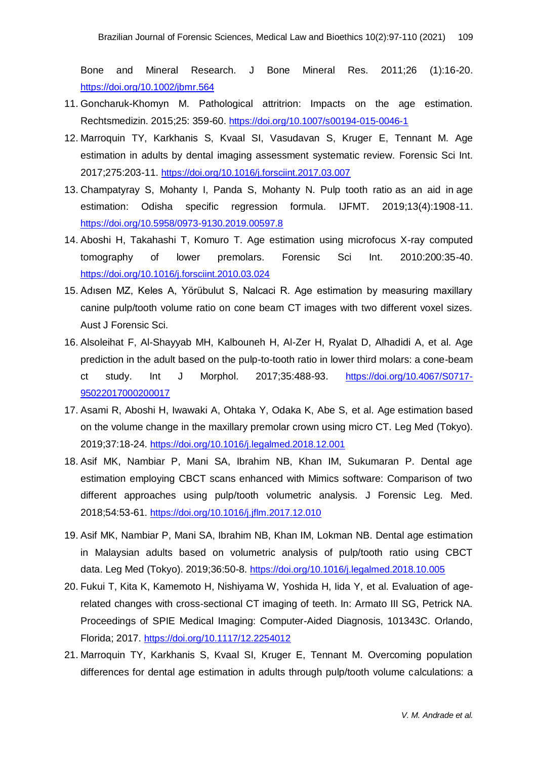Bone and Mineral Research. J Bone Mineral Res. 2011;26 (1):16-20. https://doi.org/10.1002/jbmr.564

11. Goncharuk-Khomyn M. Pathological attritrion: Impacts on the age estimation. Rechtsmedizin. 2015;25: 359-60. https://doi.org/10.1007/s00194-015-0046-1
12. Marroquin TY, Karkhanis S, Kvaal SI, Vasudavan S, Kruger E, Tennant M. Age estimation in adults by dental imaging assessment systematic review. Forensic Sci Int. 2017;275:203-11. https://doi.org/10.1016/j.forsciint.2017.03.007
13. Champatyray S, Mohanty I, Panda S, Mohanty N. Pulp tooth ratio as an aid in age estimation: Odisha specific regression formula. IJFMT. 2019;13(4):1908-11. https://doi.org/10.5958/0973-9130.2019.00597.8
14. Aboshi H, Takahashi T, Komuro T. Age estimation using microfocus X-ray computed tomography of lower premolars. Forensic Sci Int. 2010:200:35-40. https://doi.org/10.1016/j.forsciint.2010.03.024
15. Adısen MZ, Keles A, Yörübulut S, Nalcaci R. Age estimation by measuring maxillary canine pulp/tooth volume ratio on cone beam CT images with two different voxel sizes. Aust J Forensic Sci.
16. Alsoleihat F, Al-Shayyab MH, Kalbouneh H, Al-Zer H, Ryalat D, Alhadidi A, et al. Age prediction in the adult based on the pulp-to-tooth ratio in lower third molars: a cone-beam ct study. Int J Morphol. 2017;35:488-93. https://doi.org/10.4067/S0717-95022017000200017
17. Asami R, Aboshi H, Iwawaki A, Ohtaka Y, Odaka K, Abe S, et al. Age estimation based on the volume change in the maxillary premolar crown using micro CT. Leg Med (Tokyo). 2019;37:18-24. https://doi.org/10.1016/j.legalmed.2018.12.001
18. Asif MK, Nambiar P, Mani SA, Ibrahim NB, Khan IM, Sukumaran P. Dental age estimation employing CBCT scans enhanced with Mimics software: Comparison of two different approaches using pulp/tooth volumetric analysis. J Forensic Leg. Med. 2018;54:53-61. https://doi.org/10.1016/j.jflm.2017.12.010
19. Asif MK, Nambiar P, Mani SA, Ibrahim NB, Khan IM, Lokman NB. Dental age estimation in Malaysian adults based on volumetric analysis of pulp/tooth ratio using CBCT data. Leg Med (Tokyo). 2019;36:50-8. https://doi.org/10.1016/j.legalmed.2018.10.005
20. Fukui T, Kita K, Kamemoto H, Nishiyama W, Yoshida H, Iida Y, et al. Evaluation of age-related changes with cross-sectional CT imaging of teeth. In: Armato III SG, Petrick NA. Proceedings of SPIE Medical Imaging: Computer-Aided Diagnosis, 101343C. Orlando, Florida; 2017. https://doi.org/10.1117/12.2254012
21. Marroquin TY, Karkhanis S, Kvaal SI, Kruger E, Tennant M. Overcoming population differences for dental age estimation in adults through pulp/tooth volume calculations: a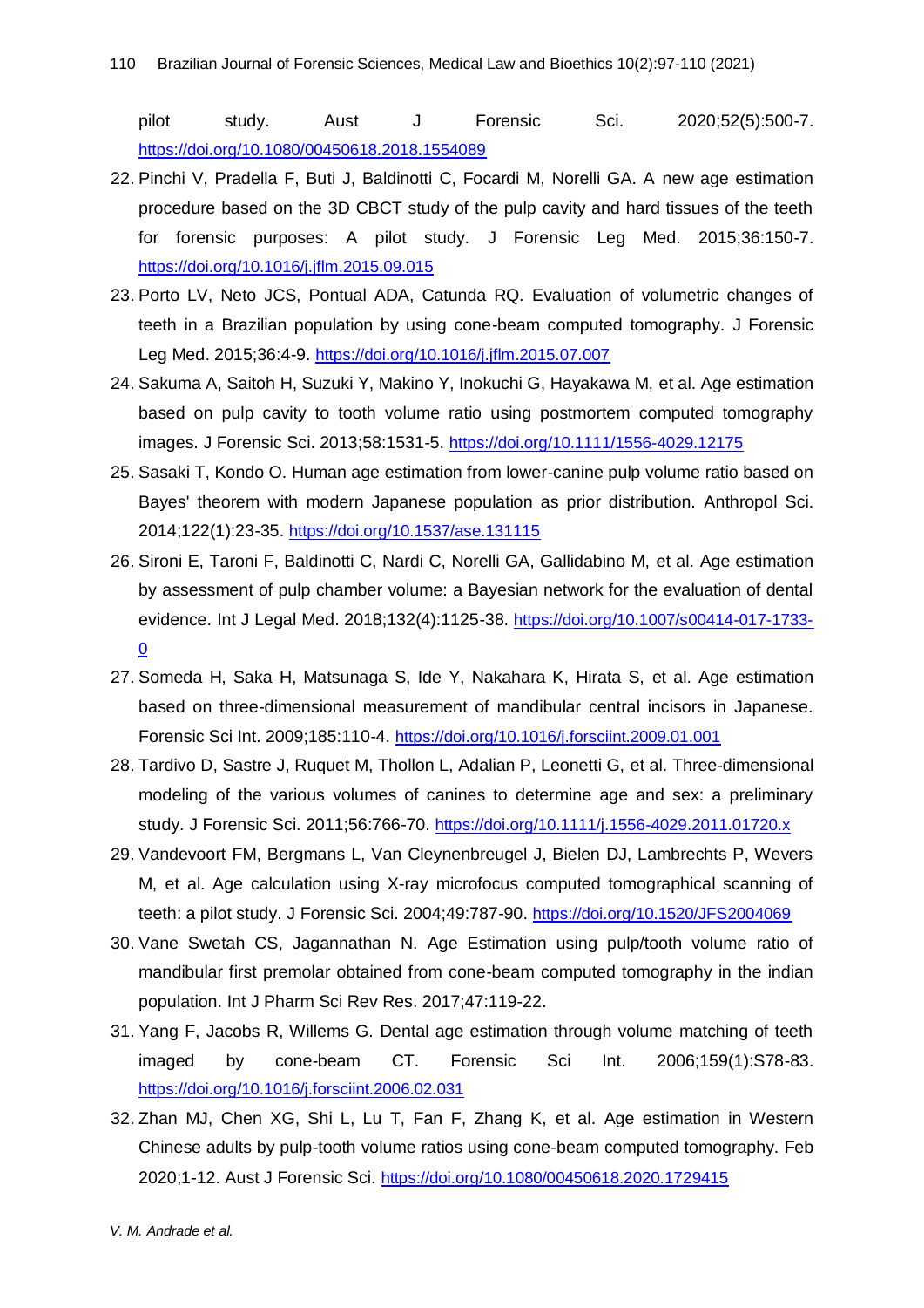pilot study. Aust J Forensic Sci. 2020;52(5):500-7. https://doi.org/10.1080/00450618.2018.1554089

22. Pinchi V, Pradella F, Buti J, Baldinotti C, Focardi M, Norelli GA. A new age estimation procedure based on the 3D CBCT study of the pulp cavity and hard tissues of the teeth for forensic purposes: A pilot study. J Forensic Leg Med. 2015;36:150-7. https://doi.org/10.1016/j.jflm.2015.09.015
23. Porto LV, Neto JCS, Pontual ADA, Catunda RQ. Evaluation of volumetric changes of teeth in a Brazilian population by using cone-beam computed tomography. J Forensic Leg Med. 2015;36:4-9. https://doi.org/10.1016/j.jflm.2015.07.007
24. Sakuma A, Saitoh H, Suzuki Y, Makino Y, Inokuchi G, Hayakawa M, et al. Age estimation based on pulp cavity to tooth volume ratio using postmortem computed tomography images. J Forensic Sci. 2013;58:1531-5. https://doi.org/10.1111/1556-4029.12175
25. Sasaki T, Kondo O. Human age estimation from lower-canine pulp volume ratio based on Bayes' theorem with modern Japanese population as prior distribution. Anthropol Sci. 2014;122(1):23-35. https://doi.org/10.1537/ase.131115
26. Sironi E, Taroni F, Baldinotti C, Nardi C, Norelli GA, Gallidabino M, et al. Age estimation by assessment of pulp chamber volume: a Bayesian network for the evaluation of dental evidence. Int J Legal Med. 2018;132(4):1125-38. https://doi.org/10.1007/s00414-017-1733-0
27. Someda H, Saka H, Matsunaga S, Ide Y, Nakahara K, Hirata S, et al. Age estimation based on three-dimensional measurement of mandibular central incisors in Japanese. Forensic Sci Int. 2009;185:110-4. https://doi.org/10.1016/j.forsciint.2009.01.001
28. Tardivo D, Sastre J, Ruquet M, Thollon L, Adalian P, Leonetti G, et al. Three-dimensional modeling of the various volumes of canines to determine age and sex: a preliminary study. J Forensic Sci. 2011;56:766-70. https://doi.org/10.1111/j.1556-4029.2011.01720.x
29. Vandevoort FM, Bergmans L, Van Cleynenbreugel J, Bielen DJ, Lambrechts P, Wevers M, et al. Age calculation using X-ray microfocus computed tomographical scanning of teeth: a pilot study. J Forensic Sci. 2004;49:787-90. https://doi.org/10.1520/JFS2004069
30. Vane Swetah CS, Jagannathan N. Age Estimation using pulp/tooth volume ratio of mandibular first premolar obtained from cone-beam computed tomography in the indian population. Int J Pharm Sci Rev Res. 2017;47:119-22.
31. Yang F, Jacobs R, Willems G. Dental age estimation through volume matching of teeth imaged by cone-beam CT. Forensic Sci Int. 2006;159(1):S78-83. https://doi.org/10.1016/j.forsciint.2006.02.031
32. Zhan MJ, Chen XG, Shi L, Lu T, Fan F, Zhang K, et al. Age estimation in Western Chinese adults by pulp-tooth volume ratios using cone-beam computed tomography. Feb 2020;1-12. Aust J Forensic Sci. https://doi.org/10.1080/00450618.2020.1729415